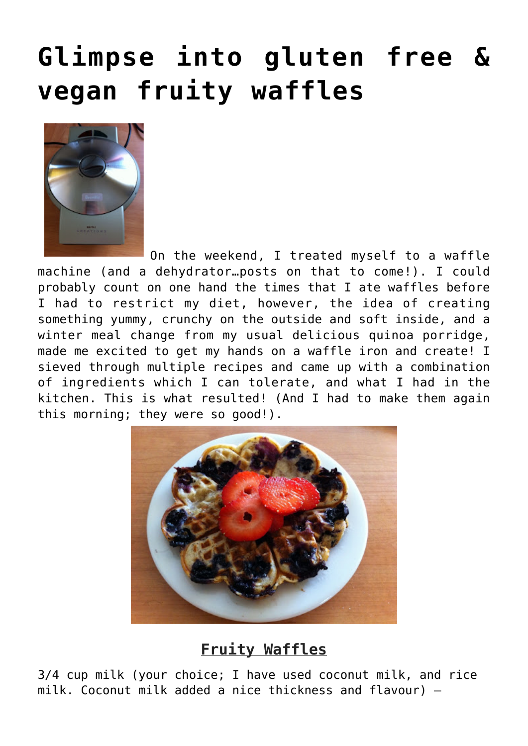# Glimpse into gluten free & vegan fruity waffles

On the weekend, I treated myself to a waffle machine (and a dehydrator…posts on that to come!). I could probably count on one hand the times that I ate waffles before I had to restrict my diet, however, the idea of creating something yummy, crunchy on the outside and soft inside, and a winter meal change from my usual delicious quinoa porridge, made me excited to get my hands on a waffle iron and create! I sieved through multiple recipes and came up with a combination of ingredients which I can tolerate, and what I had in the kitchen. This is what resulted! (And I had to make them again this morning; they were so good!).

**Fruity Waffles**

3/4 cup milk (your choice; I have used coconut milk, and rice milk. Coconut milk added a nice thickness and flavour) –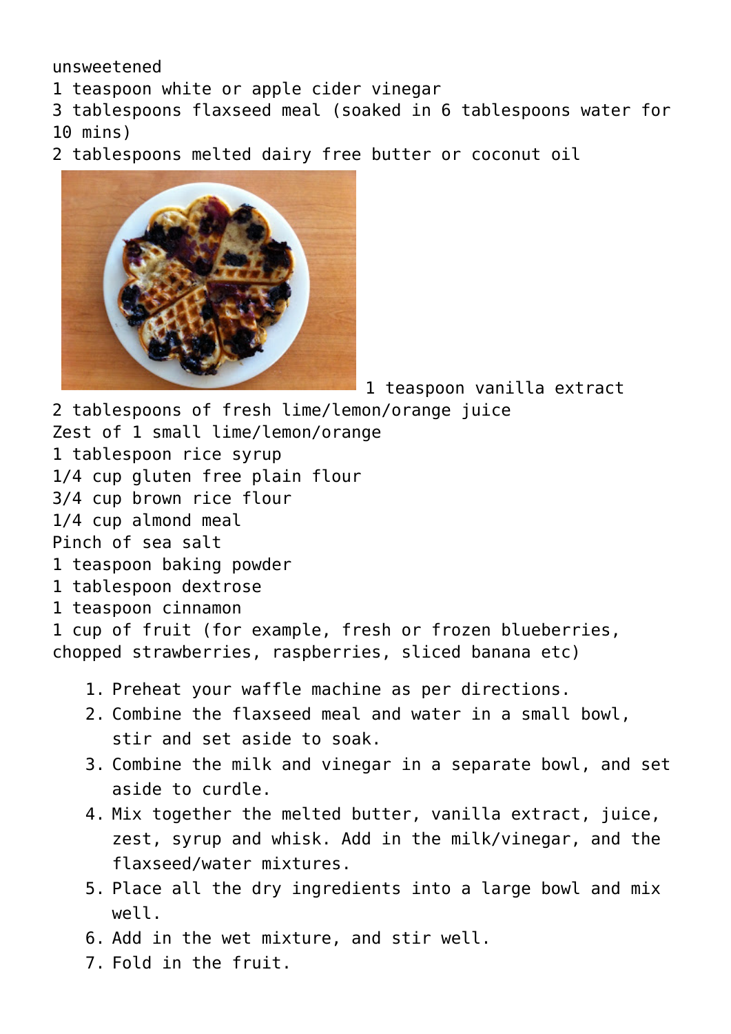unsweetened
1 teaspoon white or apple cider vinegar
3 tablespoons flaxseed meal (soaked in 6 tablespoons water for 10 mins)
2 tablespoons melted dairy free butter or coconut oil
1 teaspoon vanilla extract
2 tablespoons of fresh lime/lemon/orange juice
Zest of 1 small lime/lemon/orange
1 tablespoon rice syrup
1/4 cup gluten free plain flour
3/4 cup brown rice flour
1/4 cup almond meal
Pinch of sea salt
1 teaspoon baking powder
1 tablespoon dextrose
1 teaspoon cinnamon
1 cup of fruit (for example, fresh or frozen blueberries, chopped strawberries, raspberries, sliced banana etc)

1. Preheat your waffle machine as per directions.
2. Combine the flaxseed meal and water in a small bowl, stir and set aside to soak.
3. Combine the milk and vinegar in a separate bowl, and set aside to curdle.
4. Mix together the melted butter, vanilla extract, juice, zest, syrup and whisk. Add in the milk/vinegar, and the flaxseed/water mixtures.
5. Place all the dry ingredients into a large bowl and mix well.
6. Add in the wet mixture, and stir well.
7. Fold in the fruit.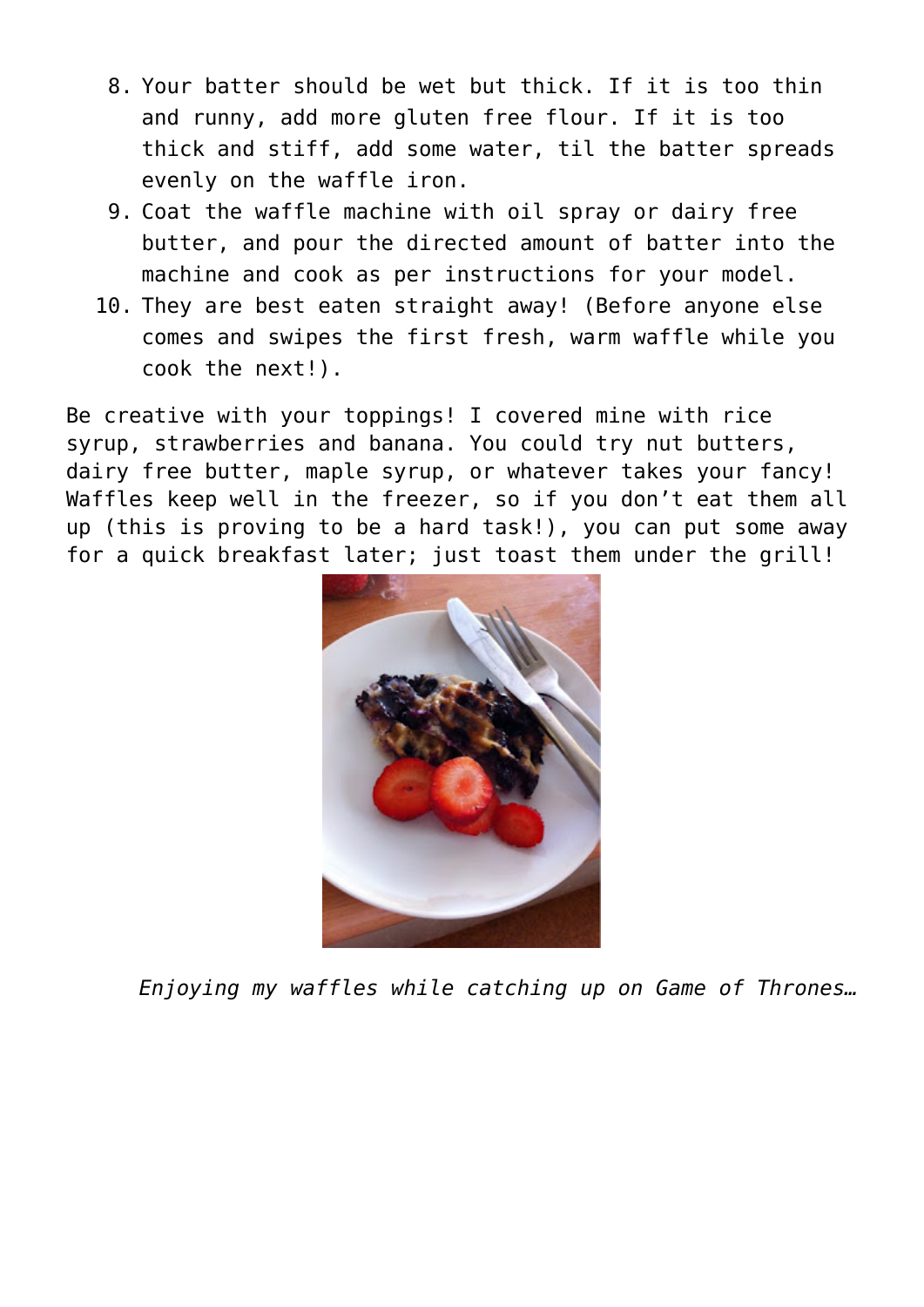8. Your batter should be wet but thick. If it is too thin and runny, add more gluten free flour. If it is too thick and stiff, add some water, til the batter spreads evenly on the waffle iron.
9. Coat the waffle machine with oil spray or dairy free butter, and pour the directed amount of batter into the machine and cook as per instructions for your model.
10. They are best eaten straight away! (Before anyone else comes and swipes the first fresh, warm waffle while you cook the next!).

Be creative with your toppings! I covered mine with rice syrup, strawberries and banana. You could try nut butters, dairy free butter, maple syrup, or whatever takes your fancy! Waffles keep well in the freezer, so if you don't eat them all up (this is proving to be a hard task!), you can put some away for a quick breakfast later; just toast them under the grill!

*Enjoying my waffles while catching up on Game of Thrones…*